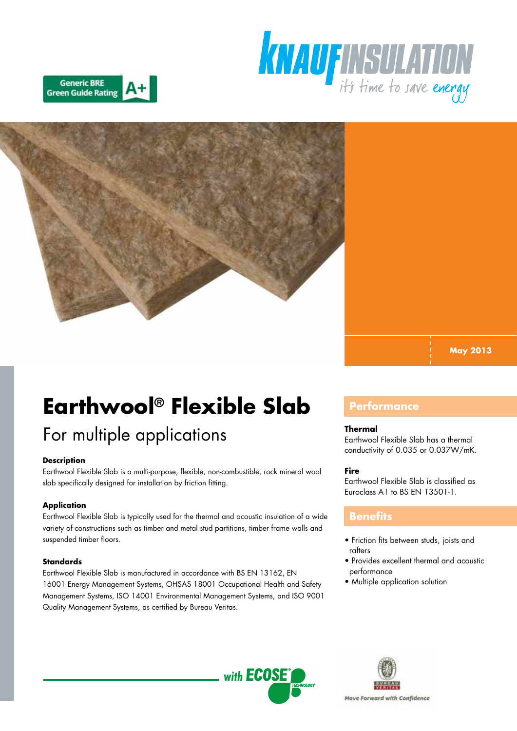Generic BRE Green Guide Rating A+

KNAUF INSULATION it's time to save energy

May 2013

# Earthwool® Flexible Slab

## For multiple applications

**Description**

Earthwool Flexible Slab is a multi-purpose, flexible, non-combustible, rock mineral wool slab specifically designed for installation by friction fitting.

**Application**

Earthwool Flexible Slab is typically used for the thermal and acoustic insulation of a wide variety of constructions such as timber and metal stud partitions, timber frame walls and suspended timber floors.

**Standards**

Earthwool Flexible Slab is manufactured in accordance with BS EN 13162, EN 16001 Energy Management Systems, OHSAS 18001 Occupational Health and Safety Management Systems, ISO 14001 Environmental Management Systems, and ISO 9001 Quality Management Systems, as certified by Bureau Veritas.

## Performance

**Thermal**

Earthwool Flexible Slab has a thermal conductivity of 0.035 or 0.037W/mK.

**Fire**

Earthwool Flexible Slab is classified as Euroclass A1 to BS EN 13501-1.

## Benefits

- Friction fits between studs, joists and rafters
- Provides excellent thermal and acoustic performance
- Multiple application solution

with ECOSE® TECHNOLOGY

Move Forward with Confidence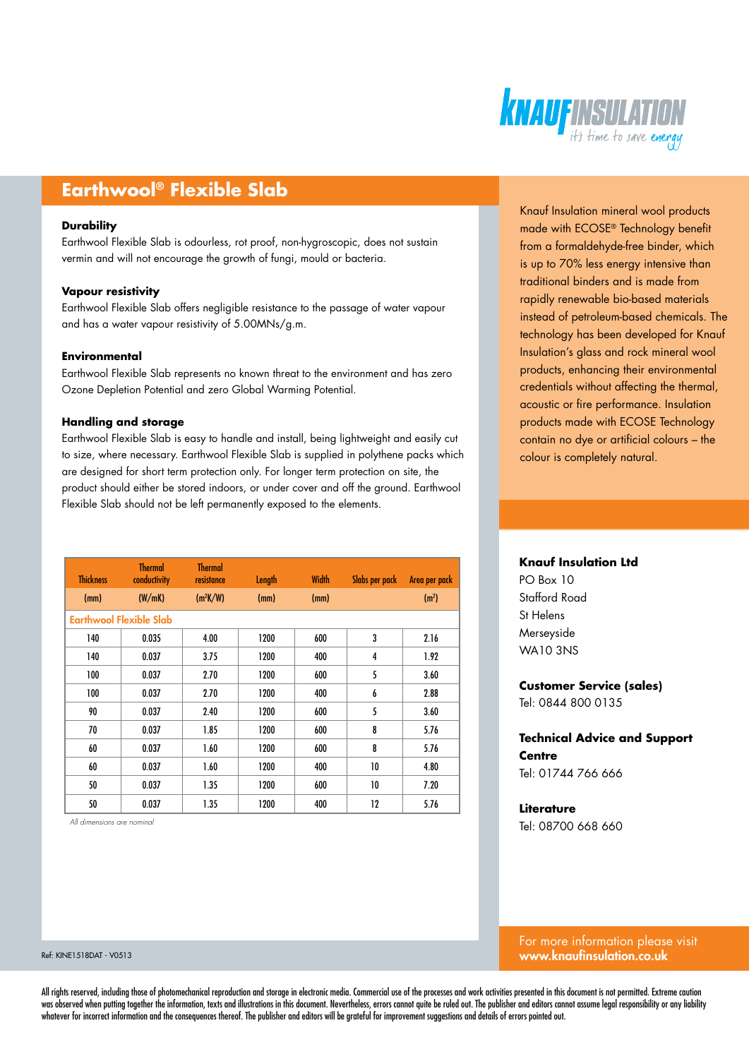## Earthwool® Flexible Slab

**Durability**

Earthwool Flexible Slab is odourless, rot proof, non-hygroscopic, does not sustain vermin and will not encourage the growth of fungi, mould or bacteria.

**Vapour resistivity**

Earthwool Flexible Slab offers negligible resistance to the passage of water vapour and has a water vapour resistivity of 5.00MNs/g.m.

**Environmental**

Earthwool Flexible Slab represents no known threat to the environment and has zero Ozone Depletion Potential and zero Global Warming Potential.

**Handling and storage**

Earthwool Flexible Slab is easy to handle and install, being lightweight and easily cut to size, where necessary. Earthwool Flexible Slab is supplied in polythene packs which are designed for short term protection only. For longer term protection on site, the product should either be stored indoors, or under cover and off the ground. Earthwool Flexible Slab should not be left permanently exposed to the elements.

| Thickness (mm) | Thermal conductivity (W/mK) | Thermal resistance ($m^2K/W$) | Length (mm) | Width (mm) | Slabs per pack | Area per pack ($m^2$) |
|---|---|---|---|---|---|---|
| **Earthwool Flexible Slab** | | | | | | |
| 140 | 0.035 | 4.00 | 1200 | 600 | 3 | 2.16 |
| 140 | 0.037 | 3.75 | 1200 | 400 | 4 | 1.92 |
| 100 | 0.037 | 2.70 | 1200 | 600 | 5 | 3.60 |
| 100 | 0.037 | 2.70 | 1200 | 400 | 6 | 2.88 |
| 90 | 0.037 | 2.40 | 1200 | 600 | 5 | 3.60 |
| 70 | 0.037 | 1.85 | 1200 | 600 | 8 | 5.76 |
| 60 | 0.037 | 1.60 | 1200 | 600 | 8 | 5.76 |
| 60 | 0.037 | 1.60 | 1200 | 400 | 10 | 4.80 |
| 50 | 0.037 | 1.35 | 1200 | 600 | 10 | 7.20 |
| 50 | 0.037 | 1.35 | 1200 | 400 | 12 | 5.76 |

*All dimensions are nominal*

Knauf Insulation mineral wool products made with ECOSE® Technology benefit from a formaldehyde-free binder, which is up to 70% less energy intensive than traditional binders and is made from rapidly renewable bio-based materials instead of petroleum-based chemicals. The technology has been developed for Knauf Insulation's glass and rock mineral wool products, enhancing their environmental credentials without affecting the thermal, acoustic or fire performance. Insulation products made with ECOSE Technology contain no dye or artificial colours – the colour is completely natural.

**Knauf Insulation Ltd**
PO Box 10
Stafford Road
St Helens
Merseyside
WA10 3NS

**Customer Service (sales)**
Tel: 0844 800 0135

**Technical Advice and Support Centre**
Tel: 01744 766 666

**Literature**
Tel: 08700 668 660

For more information please visit
**www.knaufinsulation.co.uk**

Ref: KINE1518DAT - V0513

All rights reserved, including those of photomechanical reproduction and storage in electronic media. Commercial use of the processes and work activities presented in this document is not permitted. Extreme caution was observed when putting together the information, texts and illustrations in this document. Nevertheless, errors cannot quite be ruled out. The publisher and editors cannot assume legal responsibility or any liability whatever for incorrect information and the consequences thereof. The publisher and editors will be grateful for improvement suggestions and details of errors pointed out.